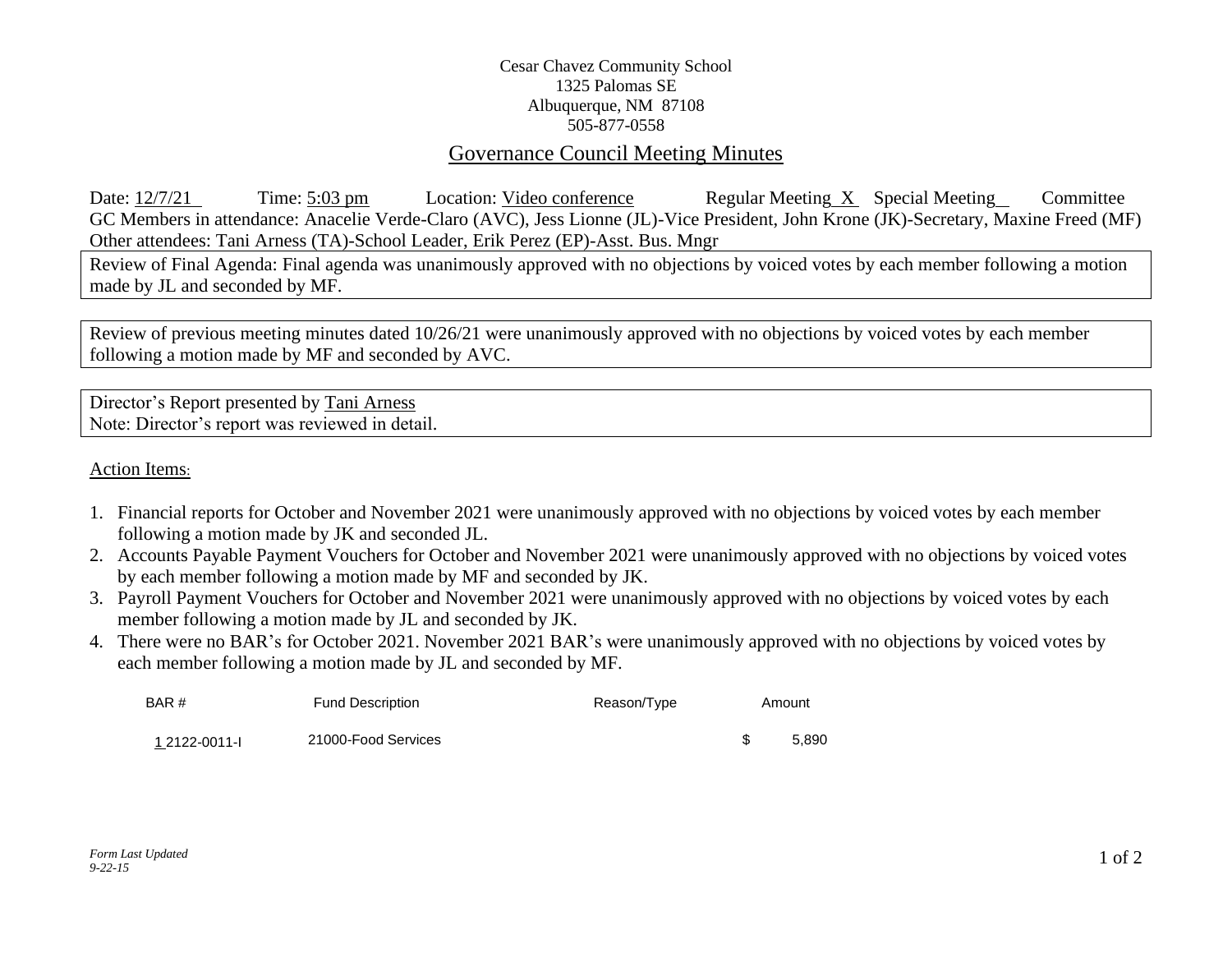Cesar Chavez Community School
1325 Palomas SE
Albuquerque, NM 87108
505-877-0558

## Governance Council Meeting Minutes

Date: 12/7/21 Time: 5:03 pm Location: Video conference Regular Meeting X Special Meeting__ Committee

GC Members in attendance: Anacelie Verde-Claro (AVC), Jess Lionne (JL)-Vice President, John Krone (JK)-Secretary, Maxine Freed (MF)

Other attendees: Tani Arness (TA)-School Leader, Erik Perez (EP)-Asst. Bus. Mngr

Review of Final Agenda: Final agenda was unanimously approved with no objections by voiced votes by each member following a motion made by JL and seconded by MF.

Review of previous meeting minutes dated 10/26/21 were unanimously approved with no objections by voiced votes by each member following a motion made by MF and seconded by AVC.

Director's Report presented by Tani Arness
Note: Director's report was reviewed in detail.

Action Items:

1. Financial reports for October and November 2021 were unanimously approved with no objections by voiced votes by each member following a motion made by JK and seconded JL.
2. Accounts Payable Payment Vouchers for October and November 2021 were unanimously approved with no objections by voiced votes by each member following a motion made by MF and seconded by JK.
3. Payroll Payment Vouchers for October and November 2021 were unanimously approved with no objections by voiced votes by each member following a motion made by JL and seconded by JK.
4. There were no BAR's for October 2021. November 2021 BAR's were unanimously approved with no objections by voiced votes by each member following a motion made by JL and seconded by MF.

| BAR # | Fund Description | Reason/Type | Amount |
|---|---|---|---|
| 1 2122-0011-I | 21000-Food Services | | $ 5,890 |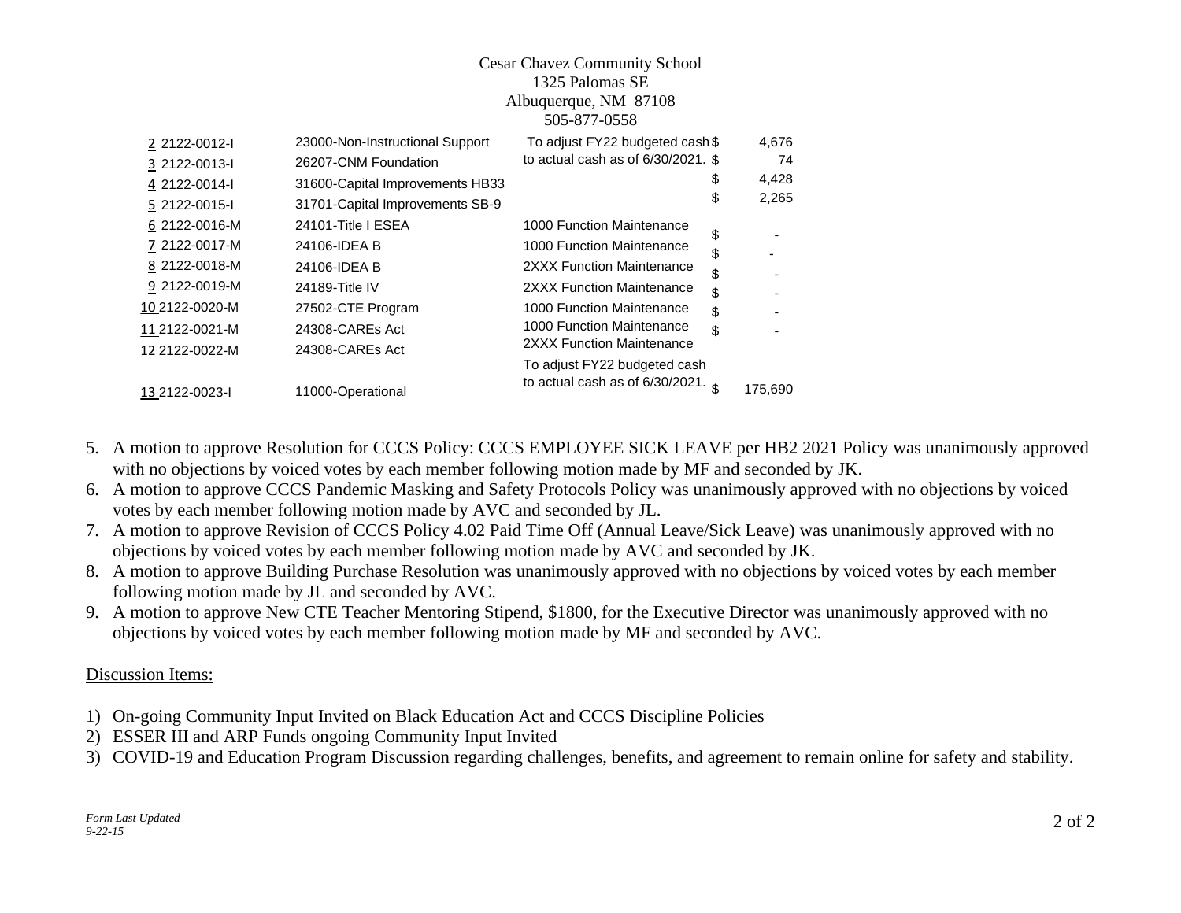Cesar Chavez Community School
1325 Palomas SE
Albuquerque, NM 87108
505-877-0558

| # | Number | Fund | Description | Amount |
|---|---|---|---|---|
| 2 | 2122-0012-I | 23000-Non-Instructional Support | To adjust FY22 budgeted cash to actual cash as of 6/30/2021. | $ 4,676 |
| 3 | 2122-0013-I | 26207-CNM Foundation | | $ 74 |
| 4 | 2122-0014-I | 31600-Capital Improvements HB33 | | $ 4,428 |
| 5 | 2122-0015-I | 31701-Capital Improvements SB-9 | | $ 2,265 |
| 6 | 2122-0016-M | 24101-Title I ESEA | 1000 Function Maintenance | $ - |
| 7 | 2122-0017-M | 24106-IDEA B | 1000 Function Maintenance | $ - |
| 8 | 2122-0018-M | 24106-IDEA B | 2XXX Function Maintenance | $ - |
| 9 | 2122-0019-M | 24189-Title IV | 2XXX Function Maintenance | $ - |
| 10 | 2122-0020-M | 27502-CTE Program | 1000 Function Maintenance | $ - |
| 11 | 2122-0021-M | 24308-CAREs Act | 1000 Function Maintenance | $ - |
| 12 | 2122-0022-M | 24308-CAREs Act | 2XXX Function Maintenance | |
| 13 | 2122-0023-I | 11000-Operational | To adjust FY22 budgeted cash to actual cash as of 6/30/2021. | $ 175,690 |

5. A motion to approve Resolution for CCCS Policy: CCCS EMPLOYEE SICK LEAVE per HB2 2021 Policy was unanimously approved with no objections by voiced votes by each member following motion made by MF and seconded by JK.
6. A motion to approve CCCS Pandemic Masking and Safety Protocols Policy was unanimously approved with no objections by voiced votes by each member following motion made by AVC and seconded by JL.
7. A motion to approve Revision of CCCS Policy 4.02 Paid Time Off (Annual Leave/Sick Leave) was unanimously approved with no objections by voiced votes by each member following motion made by AVC and seconded by JK.
8. A motion to approve Building Purchase Resolution was unanimously approved with no objections by voiced votes by each member following motion made by JL and seconded by AVC.
9. A motion to approve New CTE Teacher Mentoring Stipend, $1800, for the Executive Director was unanimously approved with no objections by voiced votes by each member following motion made by MF and seconded by AVC.

Discussion Items:

1) On-going Community Input Invited on Black Education Act and CCCS Discipline Policies
2) ESSER III and ARP Funds ongoing Community Input Invited
3) COVID-19 and Education Program Discussion regarding challenges, benefits, and agreement to remain online for safety and stability.

*Form Last Updated 9-22-15*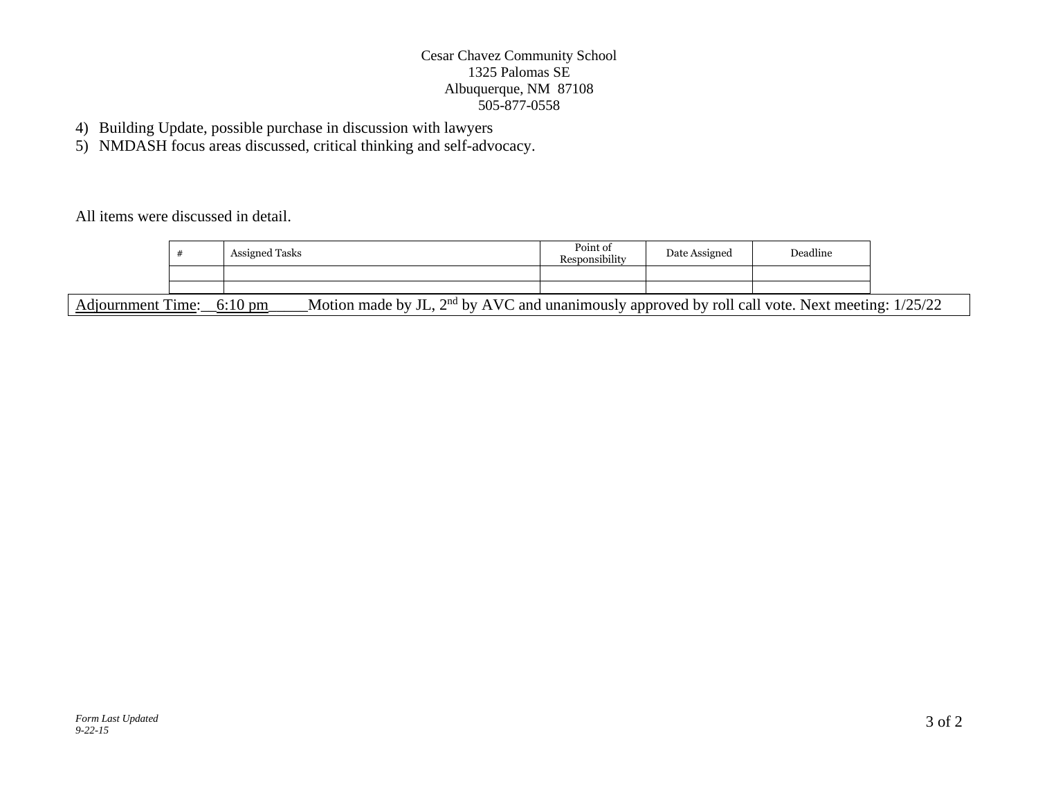4) Building Update, possible purchase in discussion with lawyers
5) NMDASH focus areas discussed, critical thinking and self-advocacy.

All items were discussed in detail.

| # | Assigned Tasks | Point of Responsibility | Date Assigned | Deadline |
|---|---|---|---|---|
| | | | | |
| | | | | |

Adjournment Time:__6:10 pm_____Motion made by JL, 2nd by AVC and unanimously approved by roll call vote. Next meeting: 1/25/22

*Form Last Updated 9-22-15*